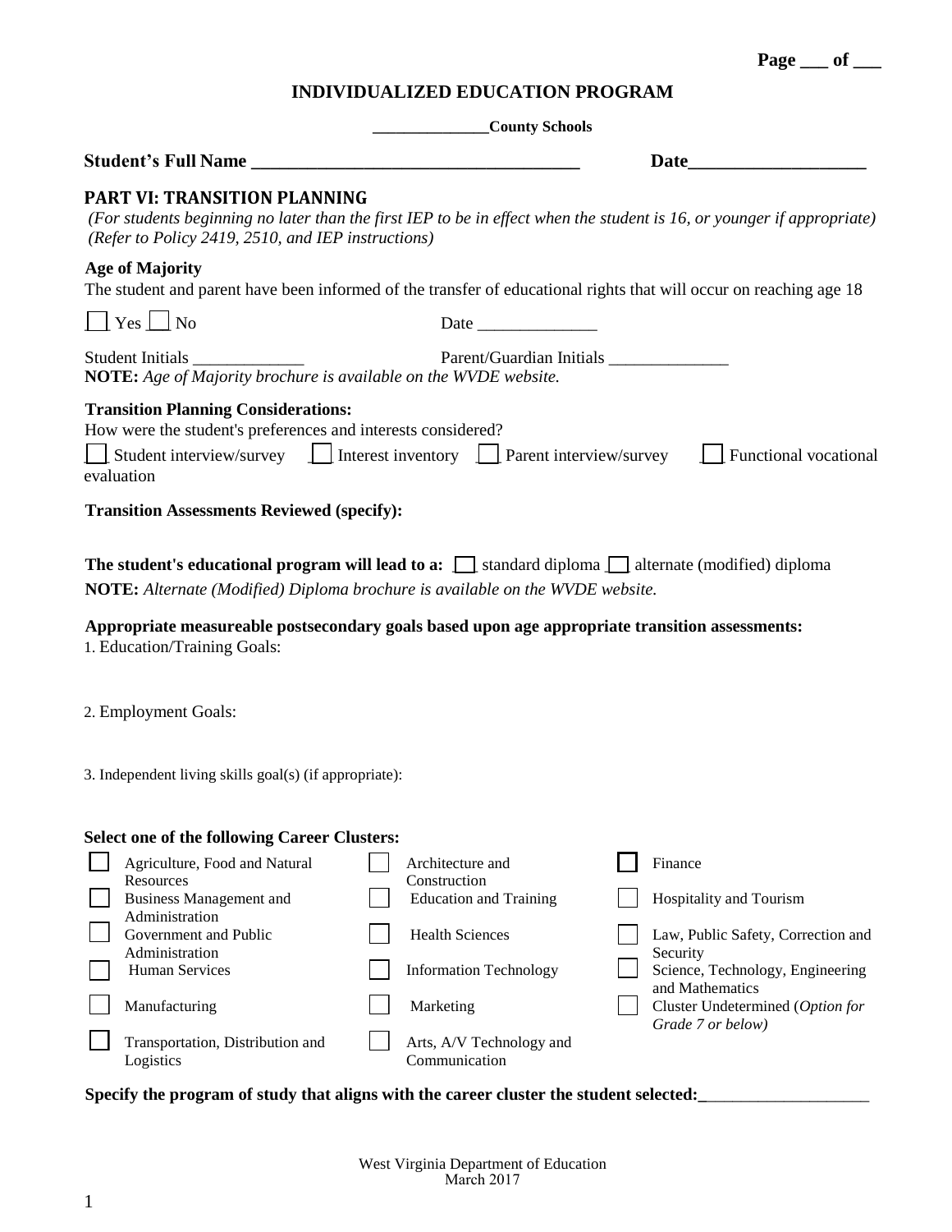# INDIVIDUALIZED EDUCATION PROGRAM

**______________County Schools**

**Student's Full Name ____________________________________** **Date___________________**

## PART VI: TRANSITION PLANNING

*(For students beginning no later than the first IEP to be in effect when the student is 16, or younger if appropriate)*
*(Refer to Policy 2419, 2510, and IEP instructions)*

**Age of Majority**

The student and parent have been informed of the transfer of educational rights that will occur on reaching age 18

☐ Yes ☐ No Date ______________

Student Initials _____________ Parent/Guardian Initials ______________

**NOTE:** *Age of Majority brochure is available on the WVDE website.*

**Transition Planning Considerations:**

How were the student's preferences and interests considered?

☐ Student interview/survey ☐ Interest inventory ☐ Parent interview/survey ☐ Functional vocational evaluation

**Transition Assessments Reviewed (specify):**

**The student's educational program will lead to a:** ☐ standard diploma ☐ alternate (modified) diploma

**NOTE:** *Alternate (Modified) Diploma brochure is available on the WVDE website.*

**Appropriate measureable postsecondary goals based upon age appropriate transition assessments:**

1. Education/Training Goals:

2. Employment Goals:

3. Independent living skills goal(s) (if appropriate):

**Select one of the following Career Clusters:**

| | | |
|---|---|---|
| ☐ Agriculture, Food and Natural Resources | ☐ Architecture and Construction | ☐ Finance |
| ☐ Business Management and Administration | ☐ Education and Training | ☐ Hospitality and Tourism |
| ☐ Government and Public Administration | ☐ Health Sciences | ☐ Law, Public Safety, Correction and Security |
| ☐ Human Services | ☐ Information Technology | ☐ Science, Technology, Engineering and Mathematics |
| ☐ Manufacturing | ☐ Marketing | ☐ Cluster Undetermined (*Option for Grade 7 or below)* |
| ☐ Transportation, Distribution and Logistics | ☐ Arts, A/V Technology and Communication | |

**Specify the program of study that aligns with the career cluster the student selected:**___________________

West Virginia Department of Education
March 2017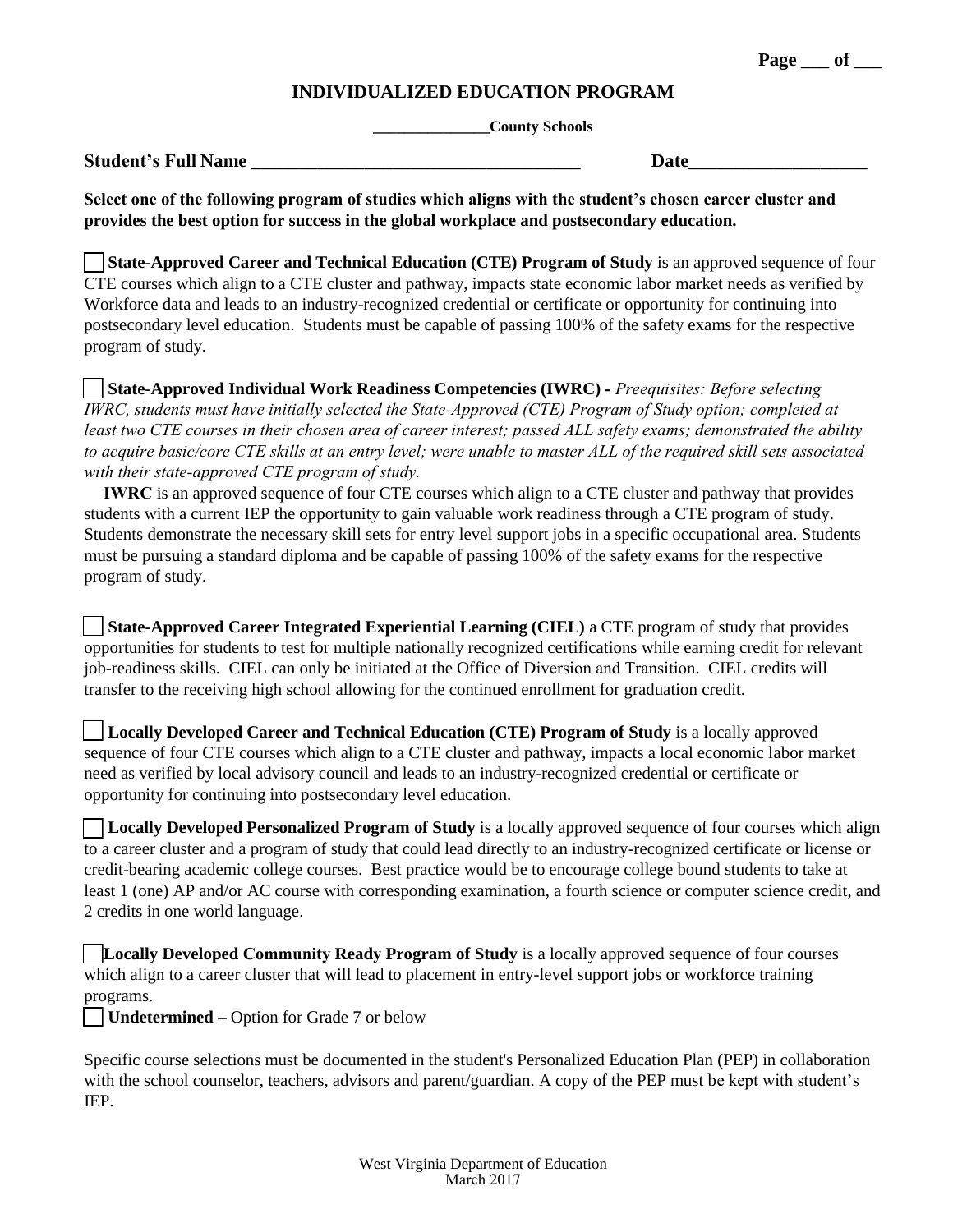# INDIVIDUALIZED EDUCATION PROGRAM

**______________County Schools**

**Student's Full Name ____________________________________ Date___________________**

**Select one of the following program of studies which aligns with the student's chosen career cluster and provides the best option for success in the global workplace and postsecondary education.**

☐ **State-Approved Career and Technical Education (CTE) Program of Study** is an approved sequence of four CTE courses which align to a CTE cluster and pathway, impacts state economic labor market needs as verified by Workforce data and leads to an industry-recognized credential or certificate or opportunity for continuing into postsecondary level education. Students must be capable of passing 100% of the safety exams for the respective program of study.

☐ **State-Approved Individual Work Readiness Competencies (IWRC) -** *Preequisites: Before selecting IWRC, students must have initially selected the State-Approved (CTE) Program of Study option; completed at least two CTE courses in their chosen area of career interest; passed ALL safety exams; demonstrated the ability to acquire basic/core CTE skills at an entry level; were unable to master ALL of the required skill sets associated with their state-approved CTE program of study.*

**IWRC** is an approved sequence of four CTE courses which align to a CTE cluster and pathway that provides students with a current IEP the opportunity to gain valuable work readiness through a CTE program of study. Students demonstrate the necessary skill sets for entry level support jobs in a specific occupational area. Students must be pursuing a standard diploma and be capable of passing 100% of the safety exams for the respective program of study.

☐ **State-Approved Career Integrated Experiential Learning (CIEL)** a CTE program of study that provides opportunities for students to test for multiple nationally recognized certifications while earning credit for relevant job-readiness skills. CIEL can only be initiated at the Office of Diversion and Transition. CIEL credits will transfer to the receiving high school allowing for the continued enrollment for graduation credit.

☐ **Locally Developed Career and Technical Education (CTE) Program of Study** is a locally approved sequence of four CTE courses which align to a CTE cluster and pathway, impacts a local economic labor market need as verified by local advisory council and leads to an industry-recognized credential or certificate or opportunity for continuing into postsecondary level education.

☐ **Locally Developed Personalized Program of Study** is a locally approved sequence of four courses which align to a career cluster and a program of study that could lead directly to an industry-recognized certificate or license or credit-bearing academic college courses. Best practice would be to encourage college bound students to take at least 1 (one) AP and/or AC course with corresponding examination, a fourth science or computer science credit, and 2 credits in one world language.

☐ **Locally Developed Community Ready Program of Study** is a locally approved sequence of four courses which align to a career cluster that will lead to placement in entry-level support jobs or workforce training programs.

☐ **Undetermined –** Option for Grade 7 or below

Specific course selections must be documented in the student's Personalized Education Plan (PEP) in collaboration with the school counselor, teachers, advisors and parent/guardian. A copy of the PEP must be kept with student's IEP.

West Virginia Department of Education
March 2017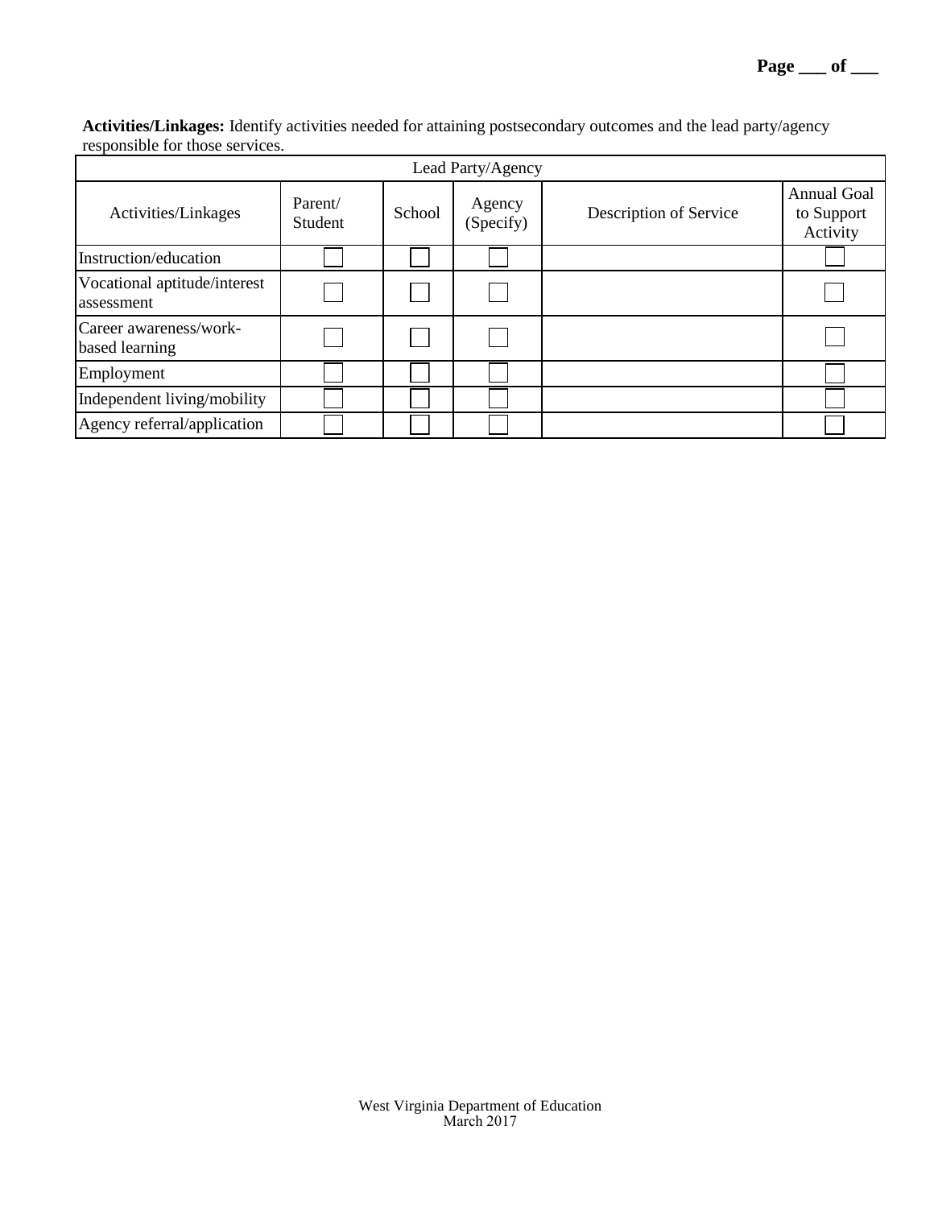**Activities/Linkages:** Identify activities needed for attaining postsecondary outcomes and the lead party/agency responsible for those services.

| | Lead Party/Agency | | | | |
|---|---|---|---|---|---|
| Activities/Linkages | Parent/ Student | School | Agency (Specify) | Description of Service | Annual Goal to Support Activity |
| Instruction/education | ☐ | ☐ | ☐ | | ☐ |
| Vocational aptitude/interest assessment | ☐ | ☐ | ☐ | | ☐ |
| Career awareness/work-based learning | ☐ | ☐ | ☐ | | ☐ |
| Employment | ☐ | ☐ | ☐ | | ☐ |
| Independent living/mobility | ☐ | ☐ | ☐ | | ☐ |
| Agency referral/application | ☐ | ☐ | ☐ | | ☐ |